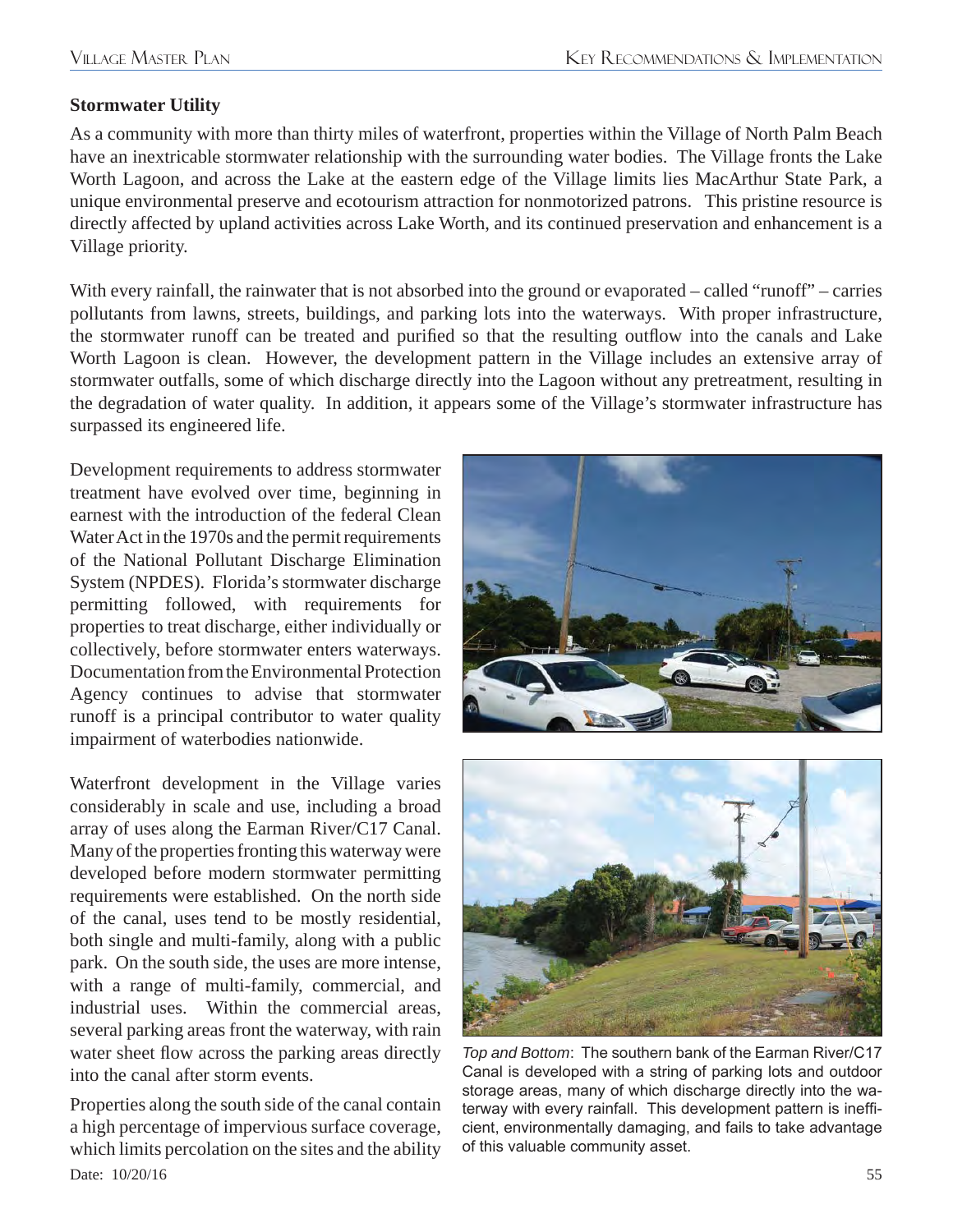**Stormwater Utility**

As a community with more than thirty miles of waterfront, properties within the Village of North Palm Beach have an inextricable stormwater relationship with the surrounding water bodies. The Village fronts the Lake Worth Lagoon, and across the Lake at the eastern edge of the Village limits lies MacArthur State Park, a unique environmental preserve and ecotourism attraction for nonmotorized patrons. This pristine resource is directly affected by upland activities across Lake Worth, and its continued preservation and enhancement is a Village priority.

With every rainfall, the rainwater that is not absorbed into the ground or evaporated – called "runoff" – carries pollutants from lawns, streets, buildings, and parking lots into the waterways. With proper infrastructure, the stormwater runoff can be treated and purified so that the resulting outflow into the canals and Lake Worth Lagoon is clean. However, the development pattern in the Village includes an extensive array of stormwater outfalls, some of which discharge directly into the Lagoon without any pretreatment, resulting in the degradation of water quality. In addition, it appears some of the Village's stormwater infrastructure has surpassed its engineered life.

Development requirements to address stormwater treatment have evolved over time, beginning in earnest with the introduction of the federal Clean Water Act in the 1970s and the permit requirements of the National Pollutant Discharge Elimination System (NPDES). Florida's stormwater discharge permitting followed, with requirements for properties to treat discharge, either individually or collectively, before stormwater enters waterways. Documentation from the Environmental Protection Agency continues to advise that stormwater runoff is a principal contributor to water quality impairment of waterbodies nationwide.

Waterfront development in the Village varies considerably in scale and use, including a broad array of uses along the Earman River/C17 Canal. Many of the properties fronting this waterway were developed before modern stormwater permitting requirements were established. On the north side of the canal, uses tend to be mostly residential, both single and multi-family, along with a public park. On the south side, the uses are more intense, with a range of multi-family, commercial, and industrial uses. Within the commercial areas, several parking areas front the waterway, with rain water sheet flow across the parking areas directly into the canal after storm events.

Properties along the south side of the canal contain a high percentage of impervious surface coverage, which limits percolation on the sites and the ability

*Top and Bottom*: The southern bank of the Earman River/C17 Canal is developed with a string of parking lots and outdoor storage areas, many of which discharge directly into the waterway with every rainfall. This development pattern is inefficient, environmentally damaging, and fails to take advantage of this valuable community asset.

Date: 10/20/16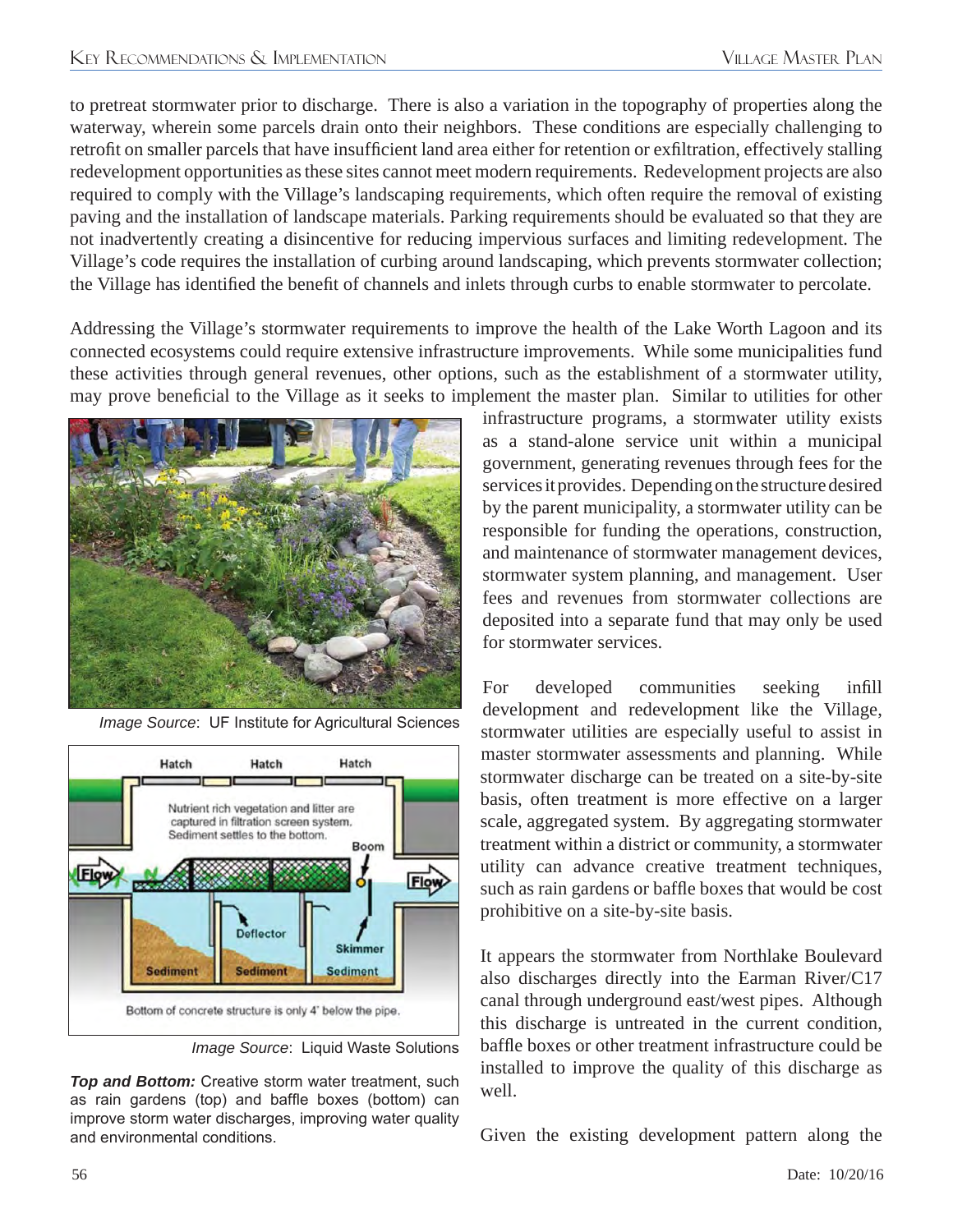to pretreat stormwater prior to discharge. There is also a variation in the topography of properties along the waterway, wherein some parcels drain onto their neighbors. These conditions are especially challenging to retrofit on smaller parcels that have insufficient land area either for retention or exfiltration, effectively stalling redevelopment opportunities as these sites cannot meet modern requirements. Redevelopment projects are also required to comply with the Village's landscaping requirements, which often require the removal of existing paving and the installation of landscape materials. Parking requirements should be evaluated so that they are not inadvertently creating a disincentive for reducing impervious surfaces and limiting redevelopment. The Village's code requires the installation of curbing around landscaping, which prevents stormwater collection; the Village has identified the benefit of channels and inlets through curbs to enable stormwater to percolate.

Addressing the Village's stormwater requirements to improve the health of the Lake Worth Lagoon and its connected ecosystems could require extensive infrastructure improvements. While some municipalities fund these activities through general revenues, other options, such as the establishment of a stormwater utility, may prove beneficial to the Village as it seeks to implement the master plan. Similar to utilities for other infrastructure programs, a stormwater utility exists as a stand-alone service unit within a municipal government, generating revenues through fees for the services it provides. Depending on the structure desired by the parent municipality, a stormwater utility can be responsible for funding the operations, construction, and maintenance of stormwater management devices, stormwater system planning, and management. User fees and revenues from stormwater collections are deposited into a separate fund that may only be used for stormwater services.

*Image Source*: UF Institute for Agricultural Sciences

*Image Source*: Liquid Waste Solutions

***Top and Bottom:*** Creative storm water treatment, such as rain gardens (top) and baffle boxes (bottom) can improve storm water discharges, improving water quality and environmental conditions.

For developed communities seeking infill development and redevelopment like the Village, stormwater utilities are especially useful to assist in master stormwater assessments and planning. While stormwater discharge can be treated on a site-by-site basis, often treatment is more effective on a larger scale, aggregated system. By aggregating stormwater treatment within a district or community, a stormwater utility can advance creative treatment techniques, such as rain gardens or baffle boxes that would be cost prohibitive on a site-by-site basis.

It appears the stormwater from Northlake Boulevard also discharges directly into the Earman River/C17 canal through underground east/west pipes. Although this discharge is untreated in the current condition, baffle boxes or other treatment infrastructure could be installed to improve the quality of this discharge as well.

Given the existing development pattern along the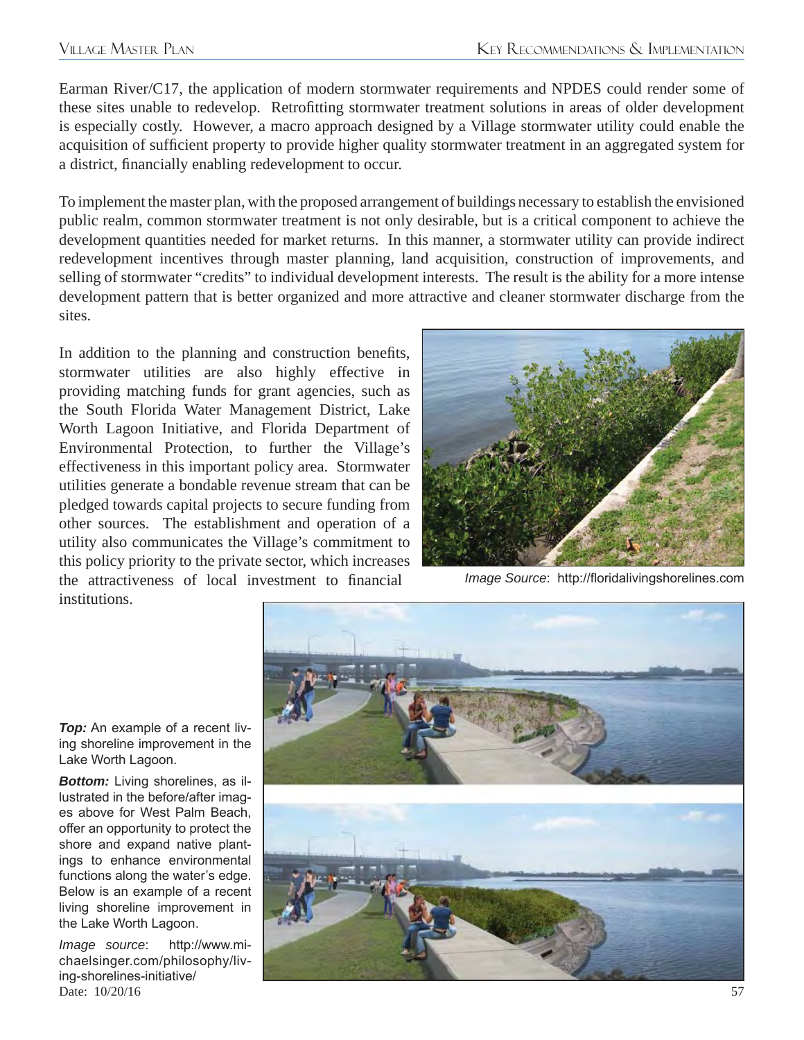Earman River/C17, the application of modern stormwater requirements and NPDES could render some of these sites unable to redevelop. Retrofitting stormwater treatment solutions in areas of older development is especially costly. However, a macro approach designed by a Village stormwater utility could enable the acquisition of sufficient property to provide higher quality stormwater treatment in an aggregated system for a district, financially enabling redevelopment to occur.

To implement the master plan, with the proposed arrangement of buildings necessary to establish the envisioned public realm, common stormwater treatment is not only desirable, but is a critical component to achieve the development quantities needed for market returns. In this manner, a stormwater utility can provide indirect redevelopment incentives through master planning, land acquisition, construction of improvements, and selling of stormwater "credits" to individual development interests. The result is the ability for a more intense development pattern that is better organized and more attractive and cleaner stormwater discharge from the sites.

In addition to the planning and construction benefits, stormwater utilities are also highly effective in providing matching funds for grant agencies, such as the South Florida Water Management District, Lake Worth Lagoon Initiative, and Florida Department of Environmental Protection, to further the Village's effectiveness in this important policy area. Stormwater utilities generate a bondable revenue stream that can be pledged towards capital projects to secure funding from other sources. The establishment and operation of a utility also communicates the Village's commitment to this policy priority to the private sector, which increases the attractiveness of local investment to financial institutions.

*Image Source*: http://floridalivingshorelines.com

***Top:*** An example of a recent living shoreline improvement in the Lake Worth Lagoon.

***Bottom:*** Living shorelines, as illustrated in the before/after images above for West Palm Beach, offer an opportunity to protect the shore and expand native plantings to enhance environmental functions along the water's edge. Below is an example of a recent living shoreline improvement in the Lake Worth Lagoon.

*Image source*: http://www.michaelsinger.com/philosophy/living-shorelines-initiative/